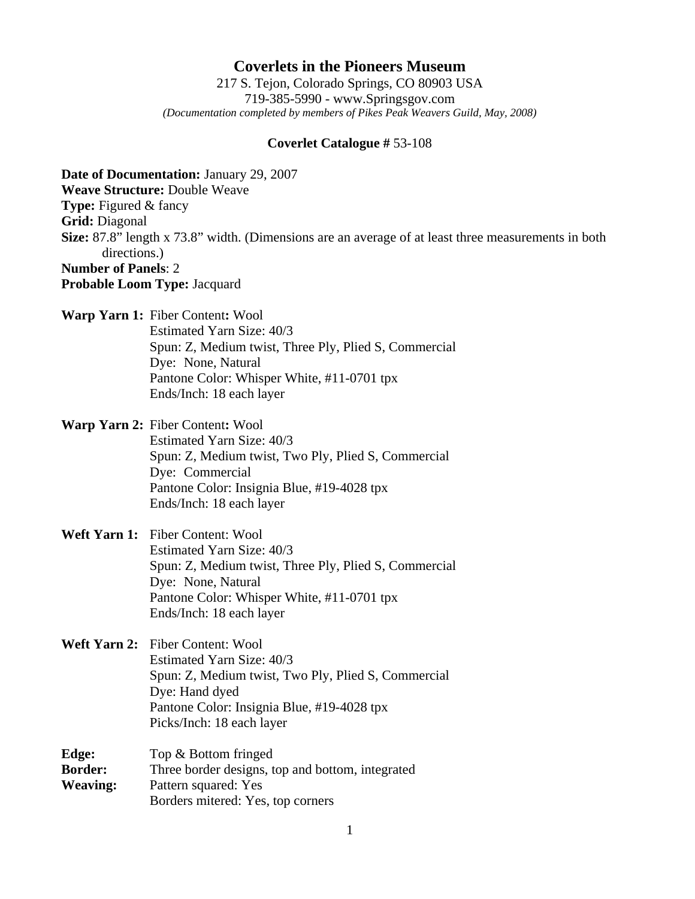# Coverlets in the Pioneers Museum

217 S. Tejon, Colorado Springs, CO 80903 USA
719-385-5990 - www.Springsgov.com
*(Documentation completed by members of Pikes Peak Weavers Guild, May, 2008)*

**Coverlet Catalogue #** 53-108

**Date of Documentation:** January 29, 2007
**Weave Structure:** Double Weave
**Type:** Figured & fancy
**Grid:** Diagonal
**Size:** 87.8" length x 73.8" width. (Dimensions are an average of at least three measurements in both directions.)
**Number of Panels**: 2
**Probable Loom Type:** Jacquard

**Warp Yarn 1:** Fiber Content**:** Wool
Estimated Yarn Size: 40/3
Spun: Z, Medium twist, Three Ply, Plied S, Commercial
Dye: None, Natural
Pantone Color: Whisper White, #11-0701 tpx
Ends/Inch: 18 each layer

**Warp Yarn 2:** Fiber Content**:** Wool
Estimated Yarn Size: 40/3
Spun: Z, Medium twist, Two Ply, Plied S, Commercial
Dye: Commercial
Pantone Color: Insignia Blue, #19-4028 tpx
Ends/Inch: 18 each layer

**Weft Yarn 1:** Fiber Content: Wool
Estimated Yarn Size: 40/3
Spun: Z, Medium twist, Three Ply, Plied S, Commercial
Dye: None, Natural
Pantone Color: Whisper White, #11-0701 tpx
Ends/Inch: 18 each layer

**Weft Yarn 2:** Fiber Content: Wool
Estimated Yarn Size: 40/3
Spun: Z, Medium twist, Two Ply, Plied S, Commercial
Dye: Hand dyed
Pantone Color: Insignia Blue, #19-4028 tpx
Picks/Inch: 18 each layer

**Edge:** Top & Bottom fringed
**Border:** Three border designs, top and bottom, integrated
**Weaving:** Pattern squared: Yes
Borders mitered: Yes, top corners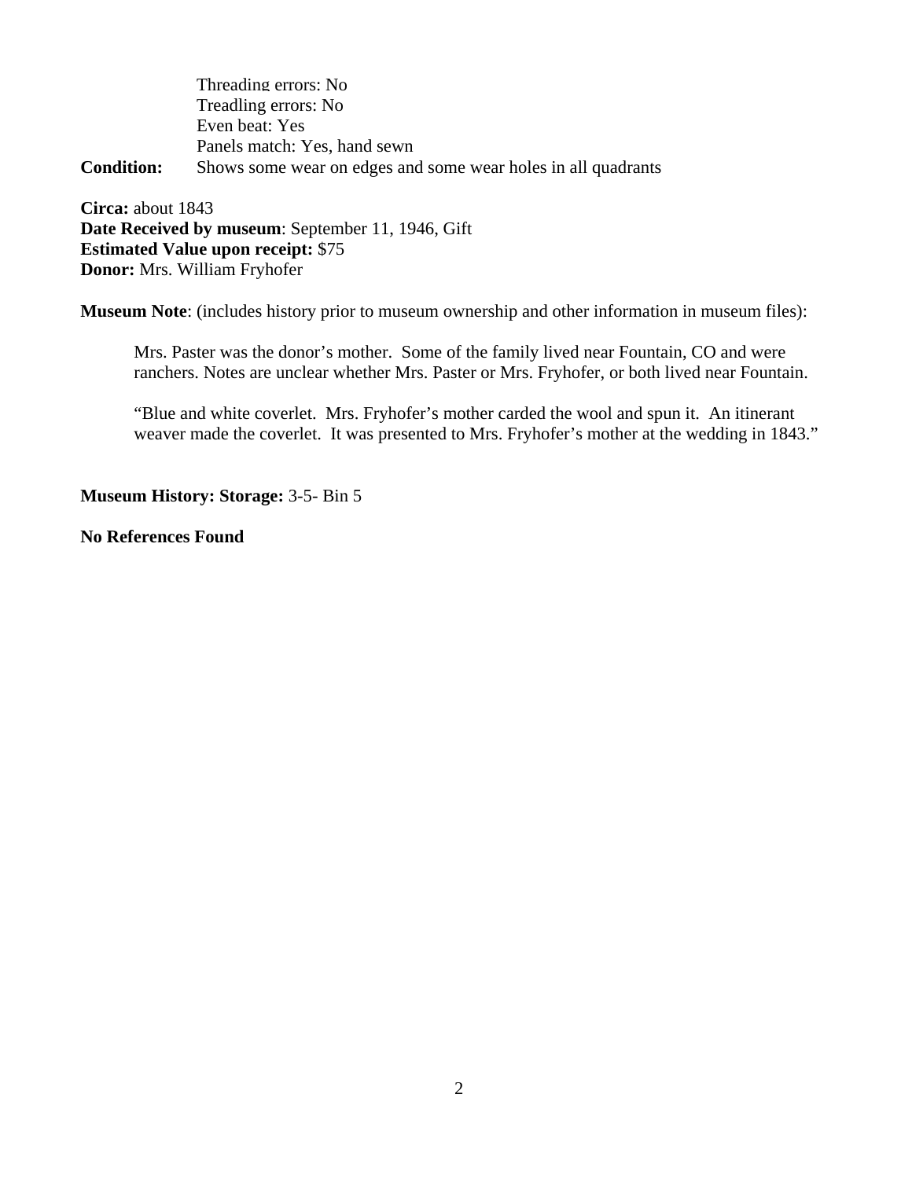Threading errors: No
Treadling errors: No
Even beat: Yes
Panels match: Yes, hand sewn

**Condition:** Shows some wear on edges and some wear holes in all quadrants

**Circa:** about 1843
**Date Received by museum**: September 11, 1946, Gift
**Estimated Value upon receipt:** $75
**Donor:** Mrs. William Fryhofer

**Museum Note**: (includes history prior to museum ownership and other information in museum files):

> Mrs. Paster was the donor's mother. Some of the family lived near Fountain, CO and were ranchers. Notes are unclear whether Mrs. Paster or Mrs. Fryhofer, or both lived near Fountain.
>
> "Blue and white coverlet. Mrs. Fryhofer's mother carded the wool and spun it. An itinerant weaver made the coverlet. It was presented to Mrs. Fryhofer's mother at the wedding in 1843."

**Museum History: Storage:** 3-5- Bin 5

**No References Found**